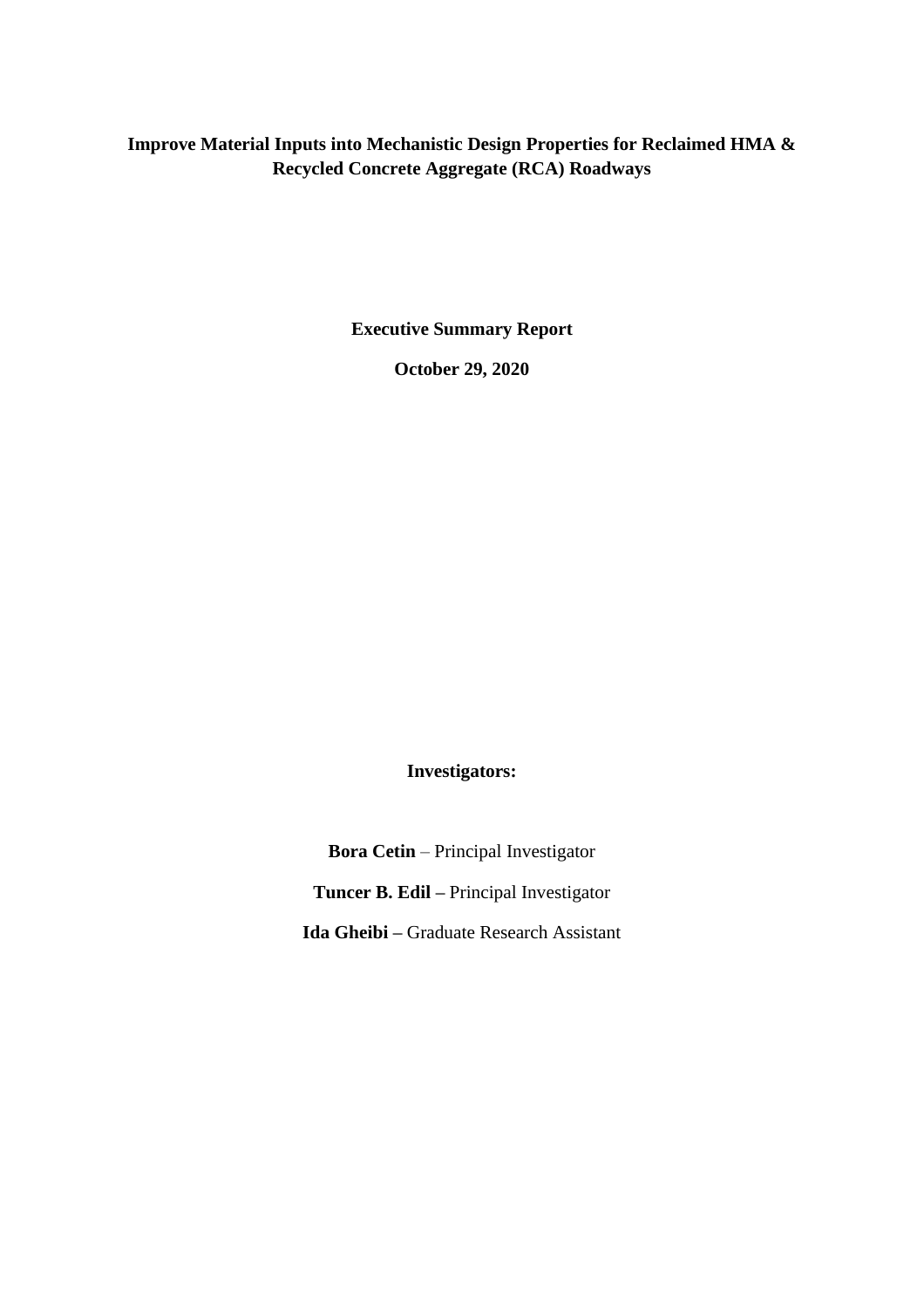# Improve Material Inputs into Mechanistic Design Properties for Reclaimed HMA & Recycled Concrete Aggregate (RCA) Roadways

**Executive Summary Report**

**October 29, 2020**

**Investigators:**

**Bora Cetin** – Principal Investigator

**Tuncer B. Edil –** Principal Investigator

**Ida Gheibi –** Graduate Research Assistant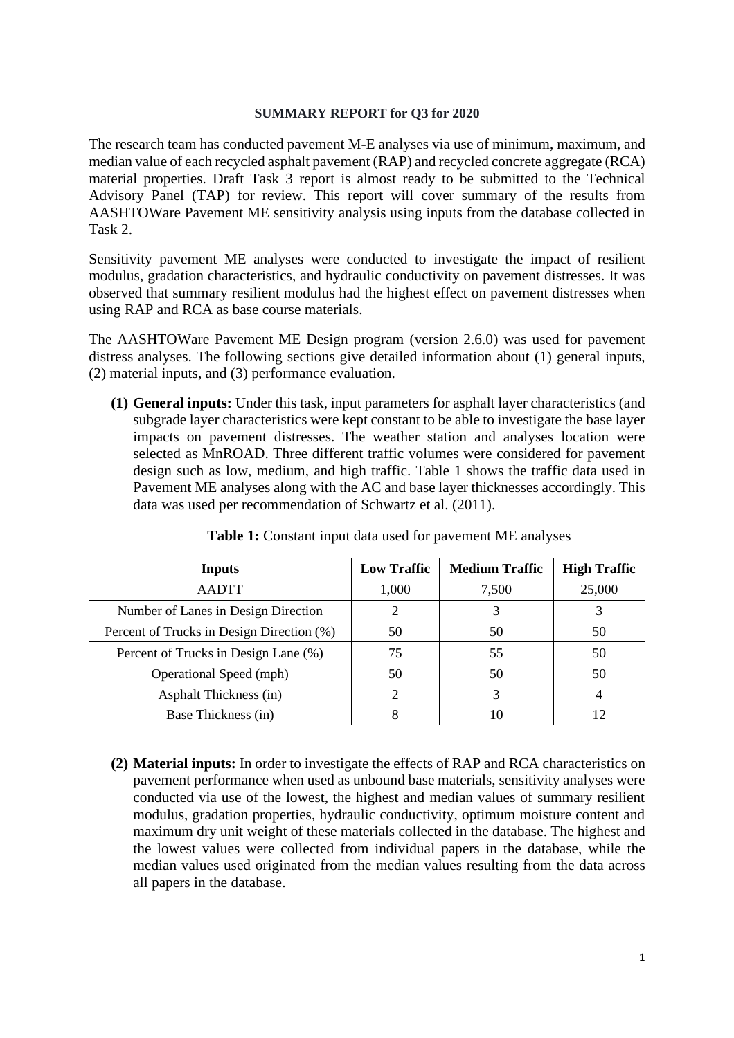**SUMMARY REPORT for Q3 for 2020**

The research team has conducted pavement M-E analyses via use of minimum, maximum, and median value of each recycled asphalt pavement (RAP) and recycled concrete aggregate (RCA) material properties. Draft Task 3 report is almost ready to be submitted to the Technical Advisory Panel (TAP) for review. This report will cover summary of the results from AASHTOWare Pavement ME sensitivity analysis using inputs from the database collected in Task 2.

Sensitivity pavement ME analyses were conducted to investigate the impact of resilient modulus, gradation characteristics, and hydraulic conductivity on pavement distresses. It was observed that summary resilient modulus had the highest effect on pavement distresses when using RAP and RCA as base course materials.

The AASHTOWare Pavement ME Design program (version 2.6.0) was used for pavement distress analyses. The following sections give detailed information about (1) general inputs, (2) material inputs, and (3) performance evaluation.

**(1) General inputs:** Under this task, input parameters for asphalt layer characteristics (and subgrade layer characteristics were kept constant to be able to investigate the base layer impacts on pavement distresses. The weather station and analyses location were selected as MnROAD. Three different traffic volumes were considered for pavement design such as low, medium, and high traffic. Table 1 shows the traffic data used in Pavement ME analyses along with the AC and base layer thicknesses accordingly. This data was used per recommendation of Schwartz et al. (2011).

**Table 1:** Constant input data used for pavement ME analyses

| Inputs | Low Traffic | Medium Traffic | High Traffic |
|---|---|---|---|
| AADTT | 1,000 | 7,500 | 25,000 |
| Number of Lanes in Design Direction | 2 | 3 | 3 |
| Percent of Trucks in Design Direction (%) | 50 | 50 | 50 |
| Percent of Trucks in Design Lane (%) | 75 | 55 | 50 |
| Operational Speed (mph) | 50 | 50 | 50 |
| Asphalt Thickness (in) | 2 | 3 | 4 |
| Base Thickness (in) | 8 | 10 | 12 |

**(2) Material inputs:** In order to investigate the effects of RAP and RCA characteristics on pavement performance when used as unbound base materials, sensitivity analyses were conducted via use of the lowest, the highest and median values of summary resilient modulus, gradation properties, hydraulic conductivity, optimum moisture content and maximum dry unit weight of these materials collected in the database. The highest and the lowest values were collected from individual papers in the database, while the median values used originated from the median values resulting from the data across all papers in the database.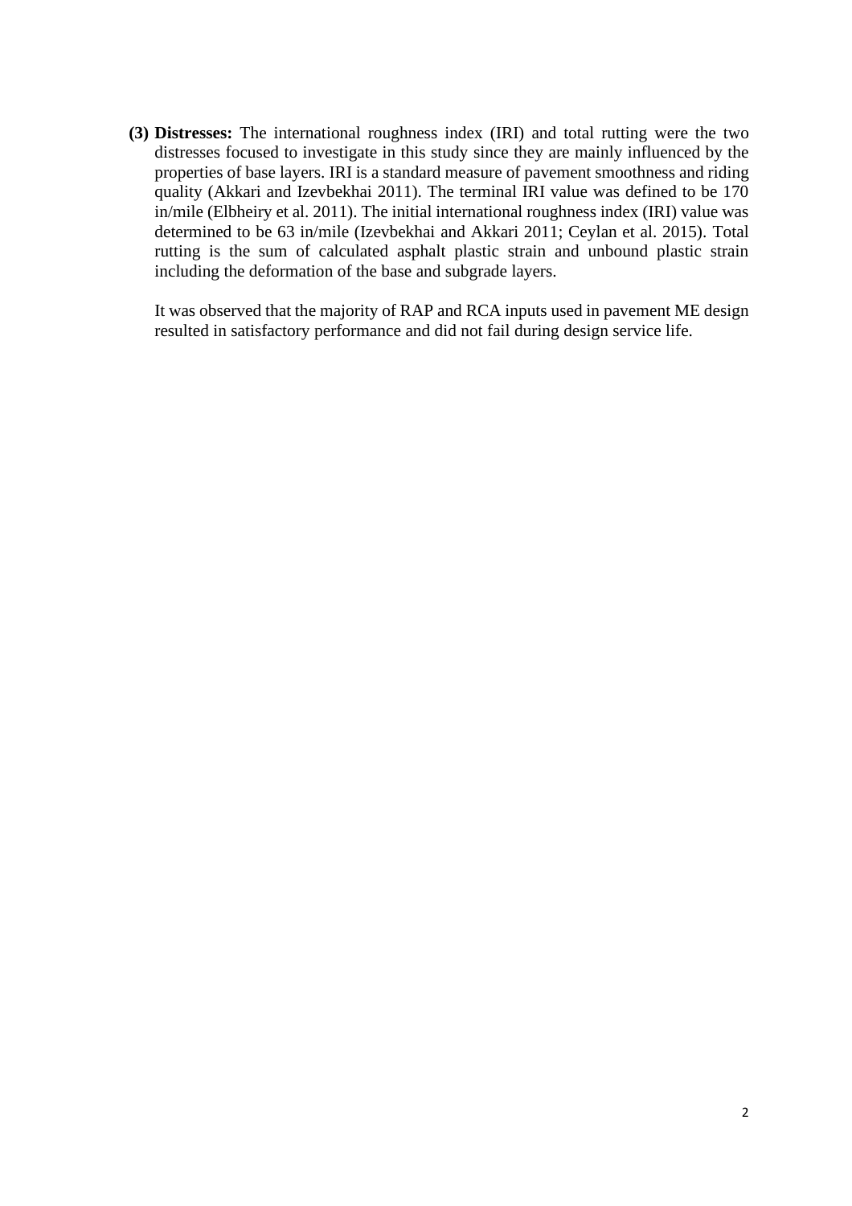**(3) Distresses:** The international roughness index (IRI) and total rutting were the two distresses focused to investigate in this study since they are mainly influenced by the properties of base layers. IRI is a standard measure of pavement smoothness and riding quality (Akkari and Izevbekhai 2011). The terminal IRI value was defined to be 170 in/mile (Elbheiry et al. 2011). The initial international roughness index (IRI) value was determined to be 63 in/mile (Izevbekhai and Akkari 2011; Ceylan et al. 2015). Total rutting is the sum of calculated asphalt plastic strain and unbound plastic strain including the deformation of the base and subgrade layers.

It was observed that the majority of RAP and RCA inputs used in pavement ME design resulted in satisfactory performance and did not fail during design service life.